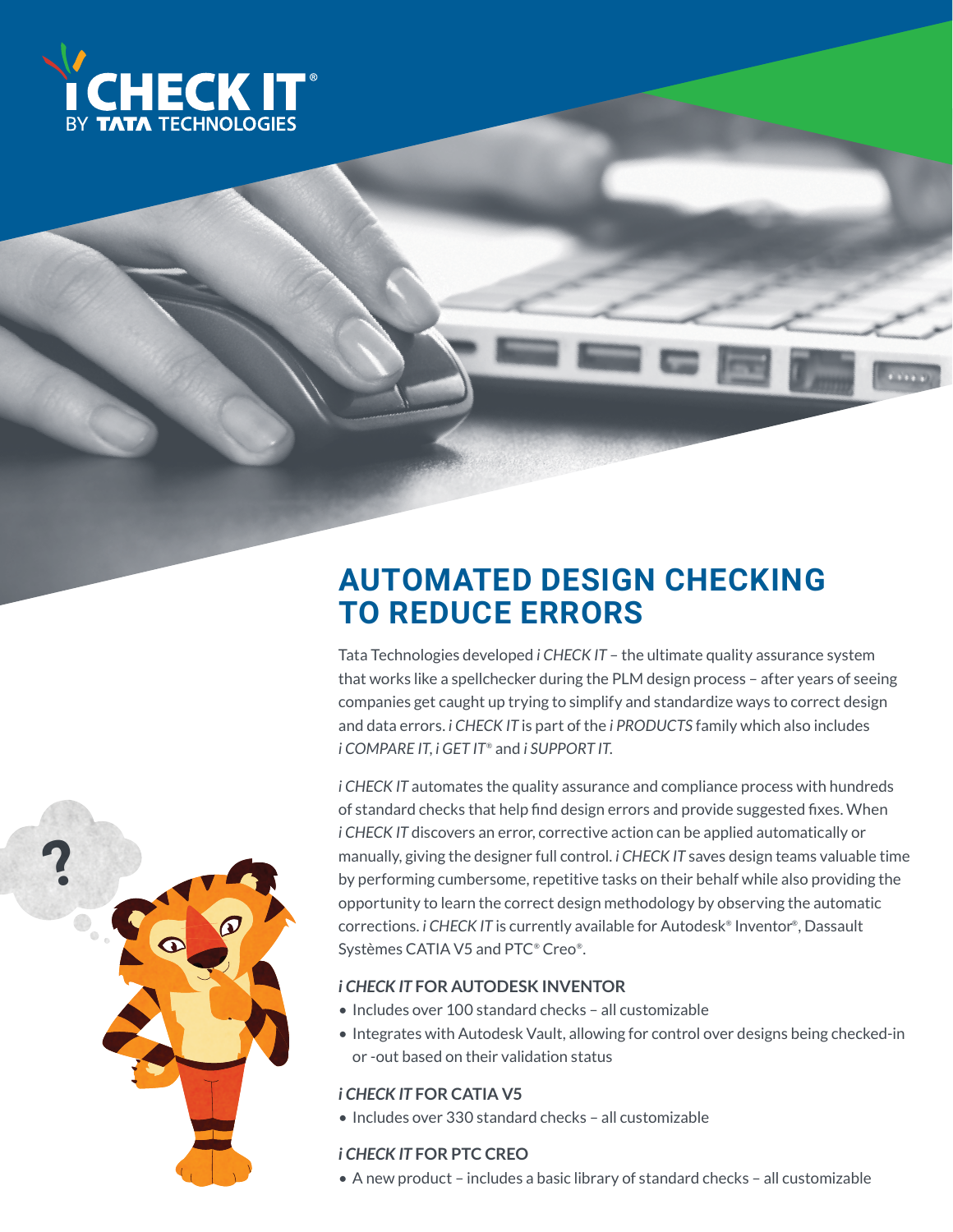# AUTOMATED DESIGN CHECKING TO REDUCE ERRORS

Tata Technologies developed *i CHECK IT* – the ultimate quality assurance system that works like a spellchecker during the PLM design process – after years of seeing companies get caught up trying to simplify and standardize ways to correct design and data errors. *i CHECK IT* is part of the *i PRODUCTS* family which also includes *i COMPARE IT*, *i GET IT*® and *i SUPPORT IT*.

*i CHECK IT* automates the quality assurance and compliance process with hundreds of standard checks that help find design errors and provide suggested fixes. When *i CHECK IT* discovers an error, corrective action can be applied automatically or manually, giving the designer full control. *i CHECK IT* saves design teams valuable time by performing cumbersome, repetitive tasks on their behalf while also providing the opportunity to learn the correct design methodology by observing the automatic corrections. *i CHECK IT* is currently available for Autodesk® Inventor®, Dassault Systèmes CATIA V5 and PTC® Creo®.

### *i CHECK IT* FOR AUTODESK INVENTOR

- Includes over 100 standard checks – all customizable
- Integrates with Autodesk Vault, allowing for control over designs being checked-in or -out based on their validation status

### *i CHECK IT* FOR CATIA V5

- Includes over 330 standard checks – all customizable

### *i CHECK IT* FOR PTC CREO

- A new product – includes a basic library of standard checks – all customizable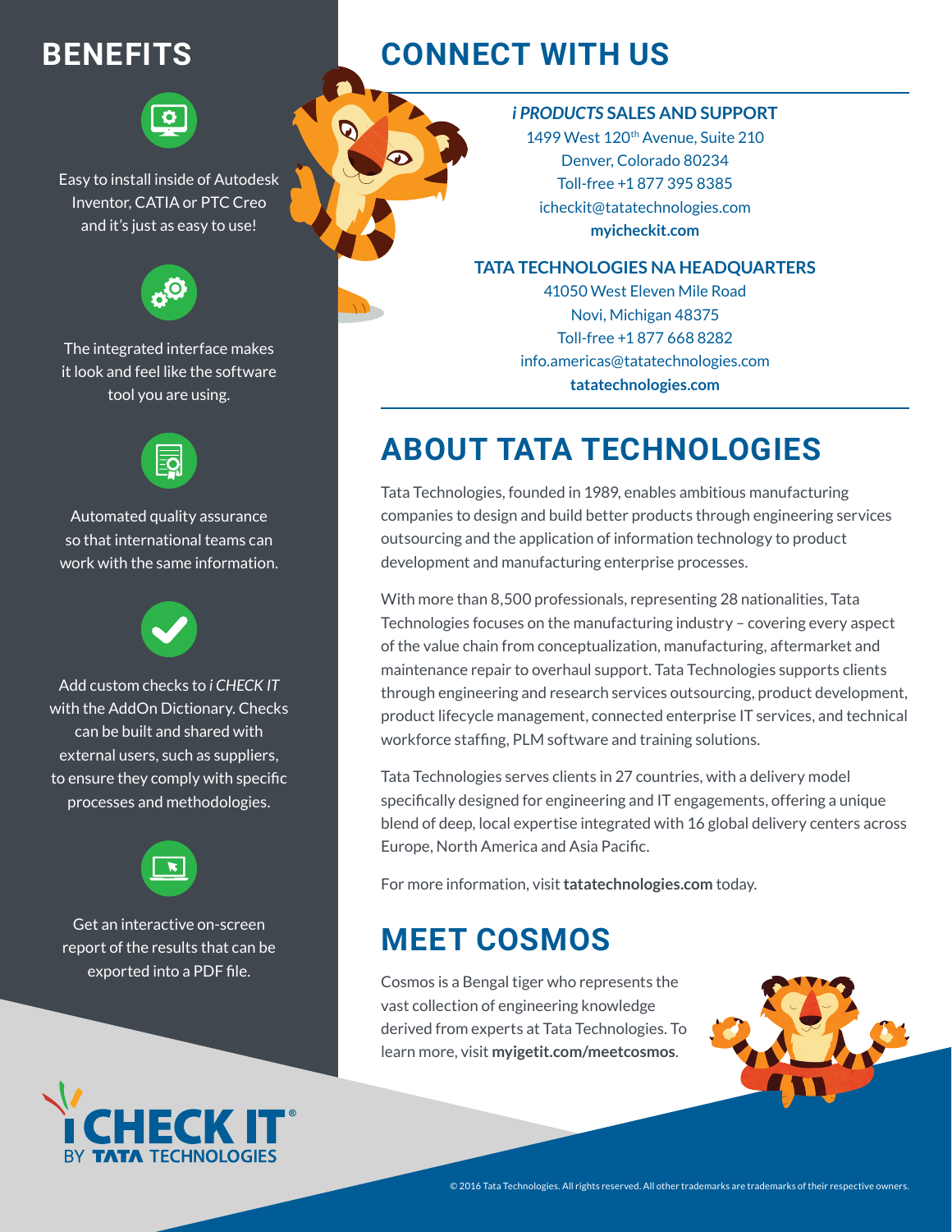## BENEFITS

Easy to install inside of Autodesk Inventor, CATIA or PTC Creo and it's just as easy to use!

The integrated interface makes it look and feel like the software tool you are using.

Automated quality assurance so that international teams can work with the same information.

Add custom checks to *i CHECK IT* with the AddOn Dictionary. Checks can be built and shared with external users, such as suppliers, to ensure they comply with specific processes and methodologies.

Get an interactive on-screen report of the results that can be exported into a PDF file.

i CHECK IT® BY TATA TECHNOLOGIES

## CONNECT WITH US

***i PRODUCTS* SALES AND SUPPORT**
1499 West 120th Avenue, Suite 210
Denver, Colorado 80234
Toll-free +1 877 395 8385
icheckit@tatatechnologies.com
**myicheckit.com**

**TATA TECHNOLOGIES NA HEADQUARTERS**
41050 West Eleven Mile Road
Novi, Michigan 48375
Toll-free +1 877 668 8282
info.americas@tatatechnologies.com
**tatatechnologies.com**

## ABOUT TATA TECHNOLOGIES

Tata Technologies, founded in 1989, enables ambitious manufacturing companies to design and build better products through engineering services outsourcing and the application of information technology to product development and manufacturing enterprise processes.

With more than 8,500 professionals, representing 28 nationalities, Tata Technologies focuses on the manufacturing industry – covering every aspect of the value chain from conceptualization, manufacturing, aftermarket and maintenance repair to overhaul support. Tata Technologies supports clients through engineering and research services outsourcing, product development, product lifecycle management, connected enterprise IT services, and technical workforce staffing, PLM software and training solutions.

Tata Technologies serves clients in 27 countries, with a delivery model specifically designed for engineering and IT engagements, offering a unique blend of deep, local expertise integrated with 16 global delivery centers across Europe, North America and Asia Pacific.

For more information, visit **tatatechnologies.com** today.

## MEET COSMOS

Cosmos is a Bengal tiger who represents the vast collection of engineering knowledge derived from experts at Tata Technologies. To learn more, visit **myigetit.com/meetcosmos**.

© 2016 Tata Technologies. All rights reserved. All other trademarks are trademarks of their respective owners.